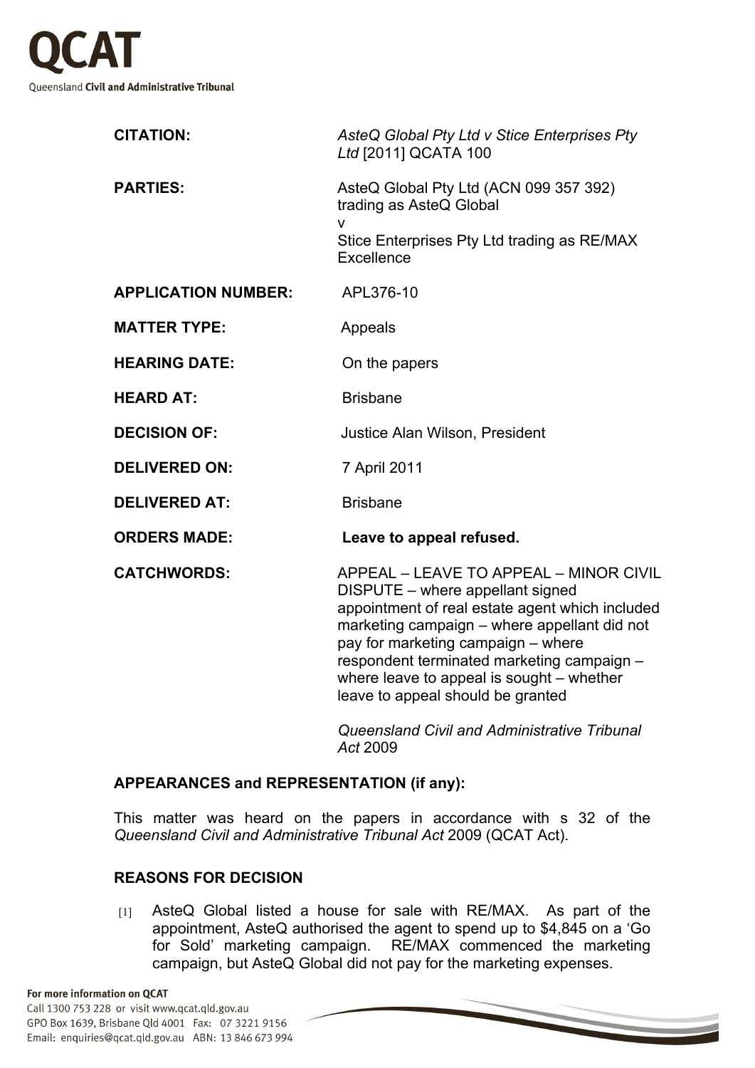**QCAT**
Queensland **Civil and Administrative Tribunal**

| | |
|---|---|
| **CITATION:** | *AsteQ Global Pty Ltd v Stice Enterprises Pty Ltd* [2011] QCATA 100 |
| **PARTIES:** | AsteQ Global Pty Ltd (ACN 099 357 392) trading as AsteQ Global<br>v<br>Stice Enterprises Pty Ltd trading as RE/MAX Excellence |
| **APPLICATION NUMBER:** | APL376-10 |
| **MATTER TYPE:** | Appeals |
| **HEARING DATE:** | On the papers |
| **HEARD AT:** | Brisbane |
| **DECISION OF:** | Justice Alan Wilson, President |
| **DELIVERED ON:** | 7 April 2011 |
| **DELIVERED AT:** | Brisbane |
| **ORDERS MADE:** | **Leave to appeal refused.** |
| **CATCHWORDS:** | APPEAL – LEAVE TO APPEAL – MINOR CIVIL DISPUTE – where appellant signed appointment of real estate agent which included marketing campaign – where appellant did not pay for marketing campaign – where respondent terminated marketing campaign – where leave to appeal is sought – whether leave to appeal should be granted<br><br>*Queensland Civil and Administrative Tribunal Act* 2009 |

**APPEARANCES and REPRESENTATION (if any):**

This matter was heard on the papers in accordance with s 32 of the *Queensland Civil and Administrative Tribunal Act* 2009 (QCAT Act).

**REASONS FOR DECISION**

[1] AsteQ Global listed a house for sale with RE/MAX. As part of the appointment, AsteQ authorised the agent to spend up to $4,845 on a 'Go for Sold' marketing campaign. RE/MAX commenced the marketing campaign, but AsteQ Global did not pay for the marketing expenses.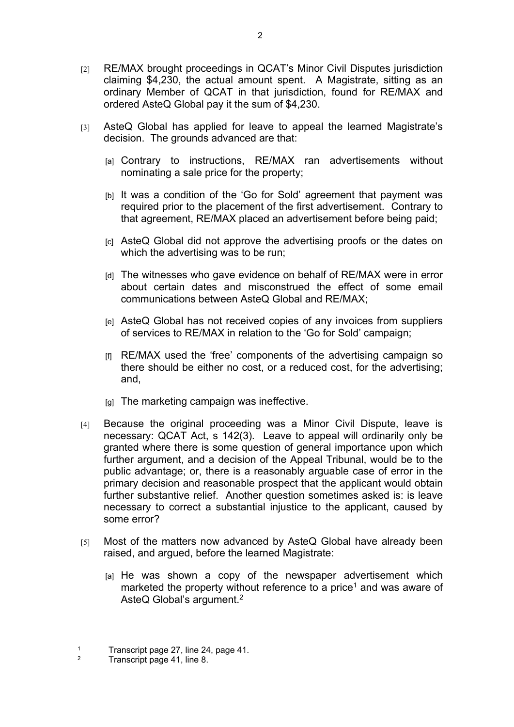[2] RE/MAX brought proceedings in QCAT's Minor Civil Disputes jurisdiction claiming $4,230, the actual amount spent. A Magistrate, sitting as an ordinary Member of QCAT in that jurisdiction, found for RE/MAX and ordered AsteQ Global pay it the sum of $4,230.

[3] AsteQ Global has applied for leave to appeal the learned Magistrate's decision. The grounds advanced are that:

[a] Contrary to instructions, RE/MAX ran advertisements without nominating a sale price for the property;

[b] It was a condition of the 'Go for Sold' agreement that payment was required prior to the placement of the first advertisement. Contrary to that agreement, RE/MAX placed an advertisement before being paid;

[c] AsteQ Global did not approve the advertising proofs or the dates on which the advertising was to be run;

[d] The witnesses who gave evidence on behalf of RE/MAX were in error about certain dates and misconstrued the effect of some email communications between AsteQ Global and RE/MAX;

[e] AsteQ Global has not received copies of any invoices from suppliers of services to RE/MAX in relation to the 'Go for Sold' campaign;

[f] RE/MAX used the 'free' components of the advertising campaign so there should be either no cost, or a reduced cost, for the advertising; and,

[g] The marketing campaign was ineffective.

[4] Because the original proceeding was a Minor Civil Dispute, leave is necessary: QCAT Act, s 142(3). Leave to appeal will ordinarily only be granted where there is some question of general importance upon which further argument, and a decision of the Appeal Tribunal, would be to the public advantage; or, there is a reasonably arguable case of error in the primary decision and reasonable prospect that the applicant would obtain further substantive relief. Another question sometimes asked is: is leave necessary to correct a substantial injustice to the applicant, caused by some error?

[5] Most of the matters now advanced by AsteQ Global have already been raised, and argued, before the learned Magistrate:

[a] He was shown a copy of the newspaper advertisement which marketed the property without reference to a price[1] and was aware of AsteQ Global's argument.[2]

---

1 Transcript page 27, line 24, page 41.

2 Transcript page 41, line 8.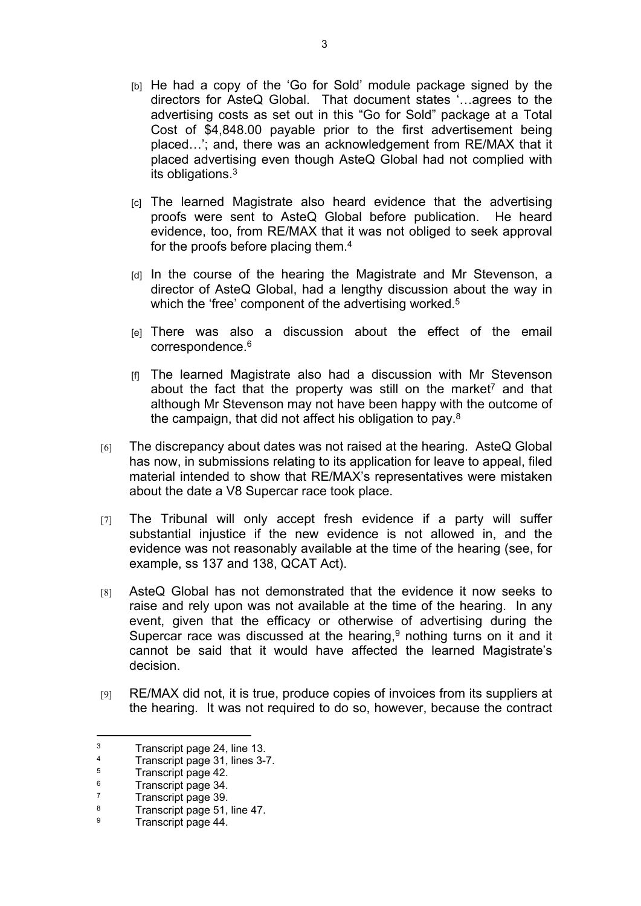[b] He had a copy of the 'Go for Sold' module package signed by the directors for AsteQ Global. That document states '…agrees to the advertising costs as set out in this "Go for Sold" package at a Total Cost of $4,848.00 payable prior to the first advertisement being placed…'; and, there was an acknowledgement from RE/MAX that it placed advertising even though AsteQ Global had not complied with its obligations.[3]

[c] The learned Magistrate also heard evidence that the advertising proofs were sent to AsteQ Global before publication. He heard evidence, too, from RE/MAX that it was not obliged to seek approval for the proofs before placing them.[4]

[d] In the course of the hearing the Magistrate and Mr Stevenson, a director of AsteQ Global, had a lengthy discussion about the way in which the 'free' component of the advertising worked.[5]

[e] There was also a discussion about the effect of the email correspondence.[6]

[f] The learned Magistrate also had a discussion with Mr Stevenson about the fact that the property was still on the market[7] and that although Mr Stevenson may not have been happy with the outcome of the campaign, that did not affect his obligation to pay.[8]

[6] The discrepancy about dates was not raised at the hearing. AsteQ Global has now, in submissions relating to its application for leave to appeal, filed material intended to show that RE/MAX's representatives were mistaken about the date a V8 Supercar race took place.

[7] The Tribunal will only accept fresh evidence if a party will suffer substantial injustice if the new evidence is not allowed in, and the evidence was not reasonably available at the time of the hearing (see, for example, ss 137 and 138, QCAT Act).

[8] AsteQ Global has not demonstrated that the evidence it now seeks to raise and rely upon was not available at the time of the hearing. In any event, given that the efficacy or otherwise of advertising during the Supercar race was discussed at the hearing,[9] nothing turns on it and it cannot be said that it would have affected the learned Magistrate's decision.

[9] RE/MAX did not, it is true, produce copies of invoices from its suppliers at the hearing. It was not required to do so, however, because the contract

---

[3] Transcript page 24, line 13.

[4] Transcript page 31, lines 3-7.

[5] Transcript page 42.

[6] Transcript page 34.

[7] Transcript page 39.

[8] Transcript page 51, line 47.

[9] Transcript page 44.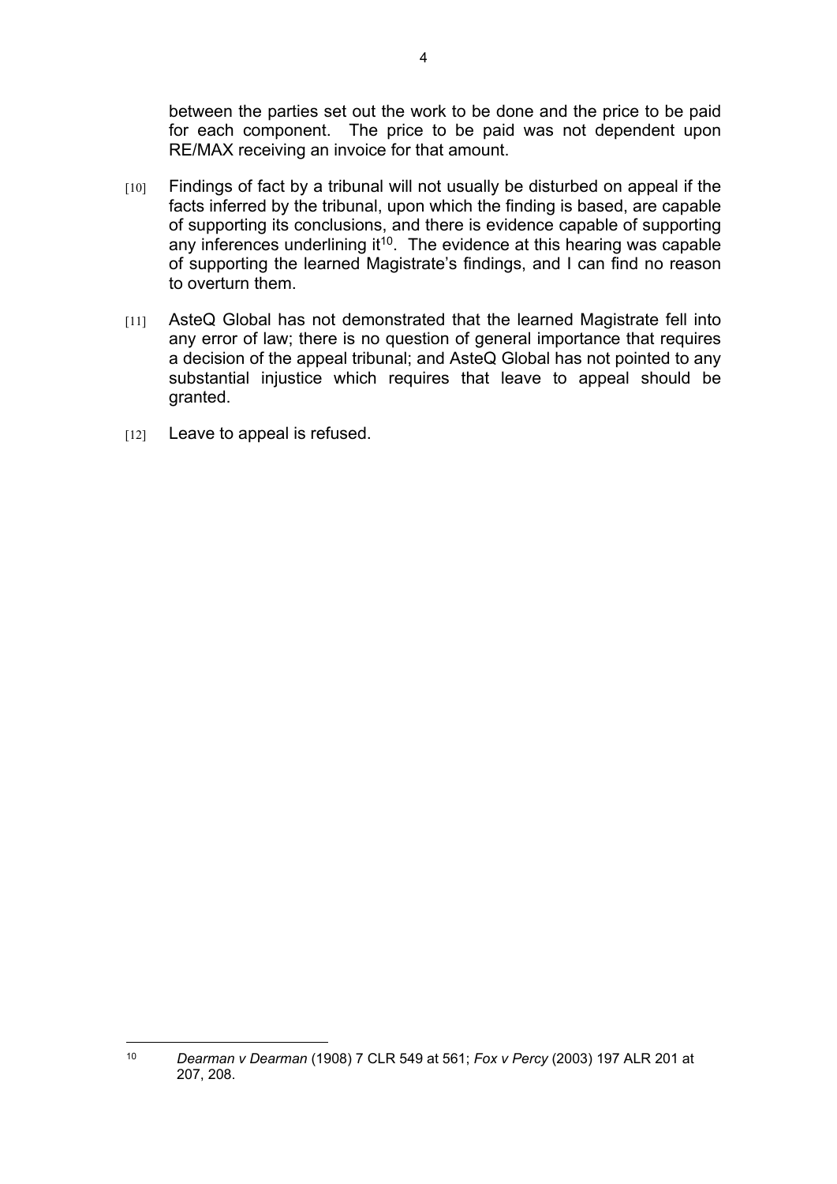between the parties set out the work to be done and the price to be paid for each component. The price to be paid was not dependent upon RE/MAX receiving an invoice for that amount.

[10] Findings of fact by a tribunal will not usually be disturbed on appeal if the facts inferred by the tribunal, upon which the finding is based, are capable of supporting its conclusions, and there is evidence capable of supporting any inferences underlining it[10]. The evidence at this hearing was capable of supporting the learned Magistrate's findings, and I can find no reason to overturn them.

[11] AsteQ Global has not demonstrated that the learned Magistrate fell into any error of law; there is no question of general importance that requires a decision of the appeal tribunal; and AsteQ Global has not pointed to any substantial injustice which requires that leave to appeal should be granted.

[12] Leave to appeal is refused.

---

[10] *Dearman v Dearman* (1908) 7 CLR 549 at 561; *Fox v Percy* (2003) 197 ALR 201 at 207, 208.